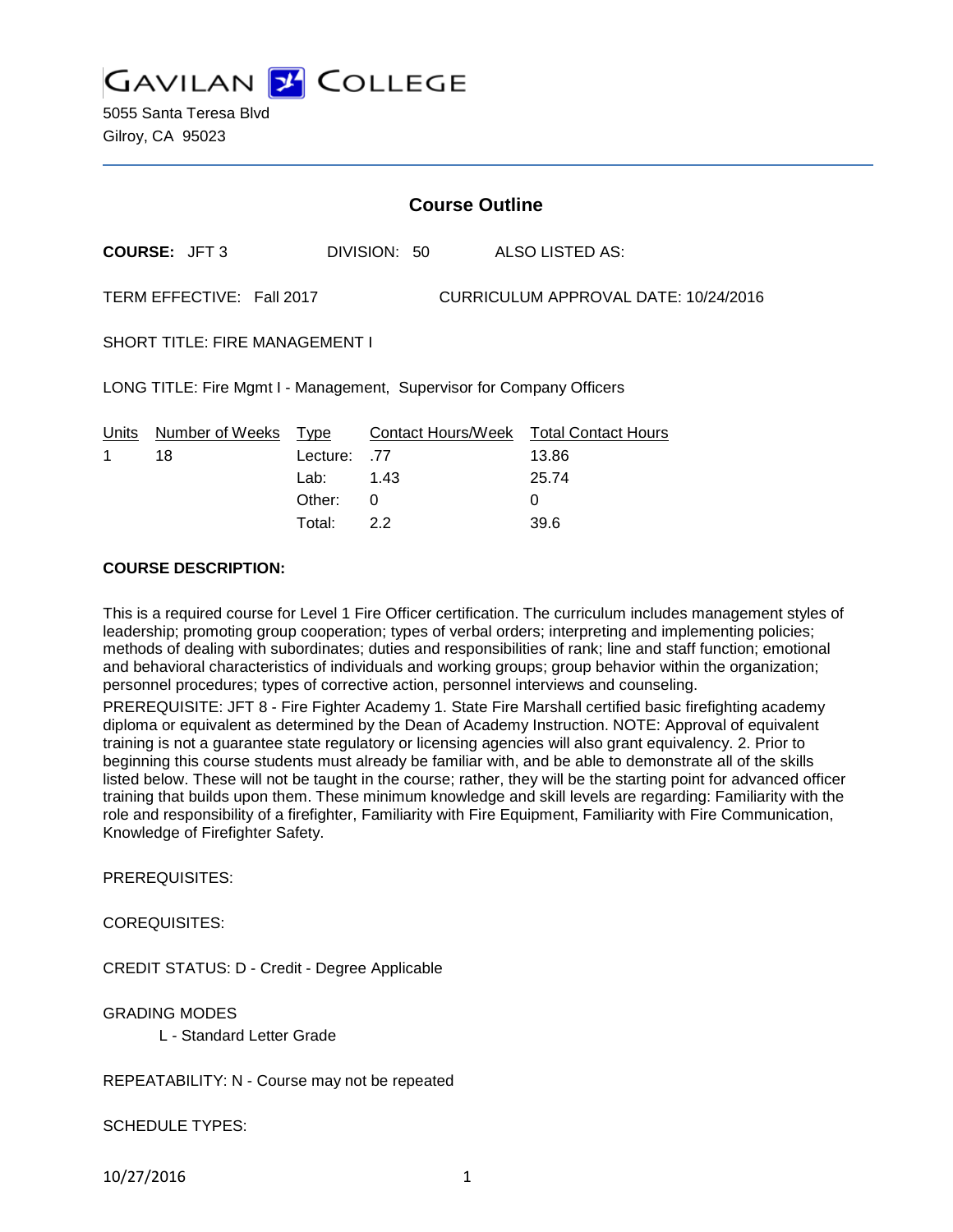# GAVILAN COLLEGE

5055 Santa Teresa Blvd
Gilroy, CA 95023

## Course Outline

**COURSE:** JFT 3 DIVISION: 50 ALSO LISTED AS:

TERM EFFECTIVE: Fall 2017 CURRICULUM APPROVAL DATE: 10/24/2016

SHORT TITLE: FIRE MANAGEMENT I

LONG TITLE: Fire Mgmt I - Management, Supervisor for Company Officers

| Units | Number of Weeks | Type | Contact Hours/Week | Total Contact Hours |
|---|---|---|---|---|
| 1 | 18 | Lecture: | .77 | 13.86 |
| | | Lab: | 1.43 | 25.74 |
| | | Other: | 0 | 0 |
| | | Total: | 2.2 | 39.6 |

**COURSE DESCRIPTION:**

This is a required course for Level 1 Fire Officer certification. The curriculum includes management styles of leadership; promoting group cooperation; types of verbal orders; interpreting and implementing policies; methods of dealing with subordinates; duties and responsibilities of rank; line and staff function; emotional and behavioral characteristics of individuals and working groups; group behavior within the organization; personnel procedures; types of corrective action, personnel interviews and counseling.
PREREQUISITE: JFT 8 - Fire Fighter Academy 1. State Fire Marshall certified basic firefighting academy diploma or equivalent as determined by the Dean of Academy Instruction. NOTE: Approval of equivalent training is not a guarantee state regulatory or licensing agencies will also grant equivalency. 2. Prior to beginning this course students must already be familiar with, and be able to demonstrate all of the skills listed below. These will not be taught in the course; rather, they will be the starting point for advanced officer training that builds upon them. These minimum knowledge and skill levels are regarding: Familiarity with the role and responsibility of a firefighter, Familiarity with Fire Equipment, Familiarity with Fire Communication, Knowledge of Firefighter Safety.

PREREQUISITES:

COREQUISITES:

CREDIT STATUS: D - Credit - Degree Applicable

GRADING MODES

L - Standard Letter Grade

REPEATABILITY: N - Course may not be repeated

SCHEDULE TYPES: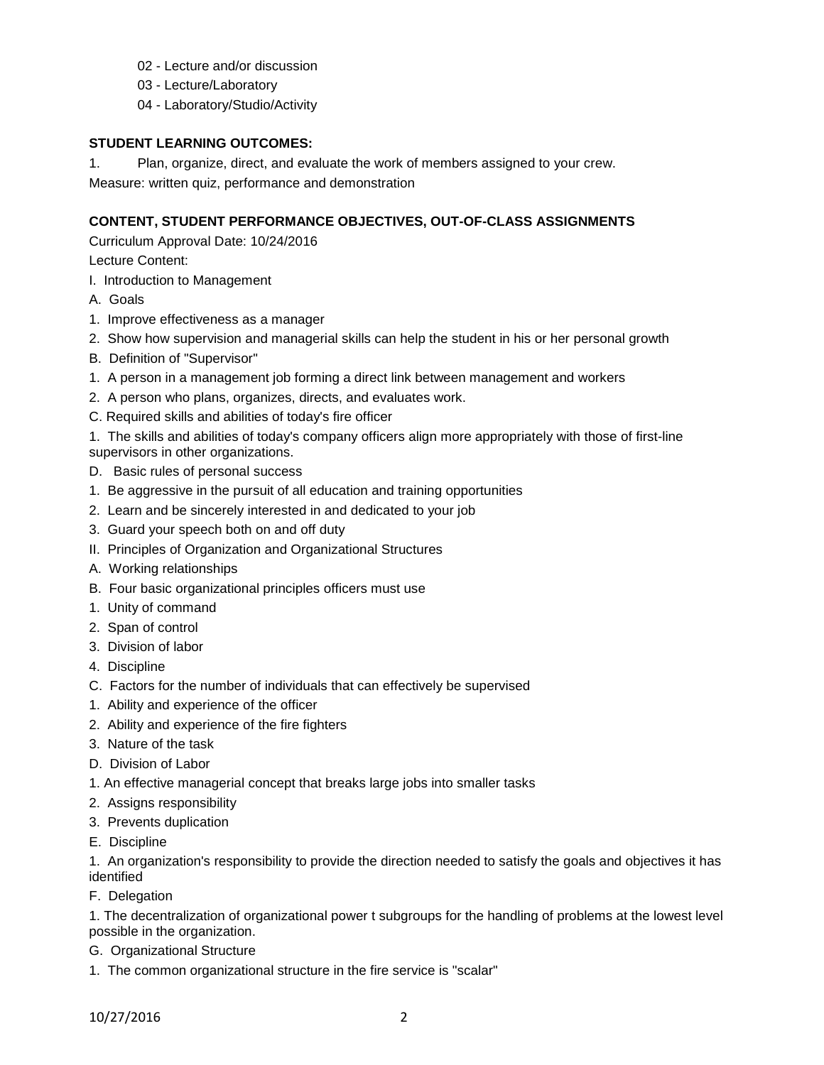02 - Lecture and/or discussion

03 - Lecture/Laboratory

04 - Laboratory/Studio/Activity

**STUDENT LEARNING OUTCOMES:**

1. Plan, organize, direct, and evaluate the work of members assigned to your crew.

Measure: written quiz, performance and demonstration

**CONTENT, STUDENT PERFORMANCE OBJECTIVES, OUT-OF-CLASS ASSIGNMENTS**

Curriculum Approval Date: 10/24/2016

Lecture Content:

I. Introduction to Management

A. Goals

1. Improve effectiveness as a manager

2. Show how supervision and managerial skills can help the student in his or her personal growth

B. Definition of "Supervisor"

1. A person in a management job forming a direct link between management and workers

2. A person who plans, organizes, directs, and evaluates work.

C. Required skills and abilities of today's fire officer

1. The skills and abilities of today's company officers align more appropriately with those of first-line supervisors in other organizations.

D. Basic rules of personal success

1. Be aggressive in the pursuit of all education and training opportunities

2. Learn and be sincerely interested in and dedicated to your job

3. Guard your speech both on and off duty

II. Principles of Organization and Organizational Structures

A. Working relationships

B. Four basic organizational principles officers must use

1. Unity of command

2. Span of control

3. Division of labor

4. Discipline

C. Factors for the number of individuals that can effectively be supervised

1. Ability and experience of the officer

2. Ability and experience of the fire fighters

3. Nature of the task

D. Division of Labor

1. An effective managerial concept that breaks large jobs into smaller tasks

2. Assigns responsibility

3. Prevents duplication

E. Discipline

1. An organization's responsibility to provide the direction needed to satisfy the goals and objectives it has identified

F. Delegation

1. The decentralization of organizational power t subgroups for the handling of problems at the lowest level possible in the organization.

G. Organizational Structure

1. The common organizational structure in the fire service is "scalar"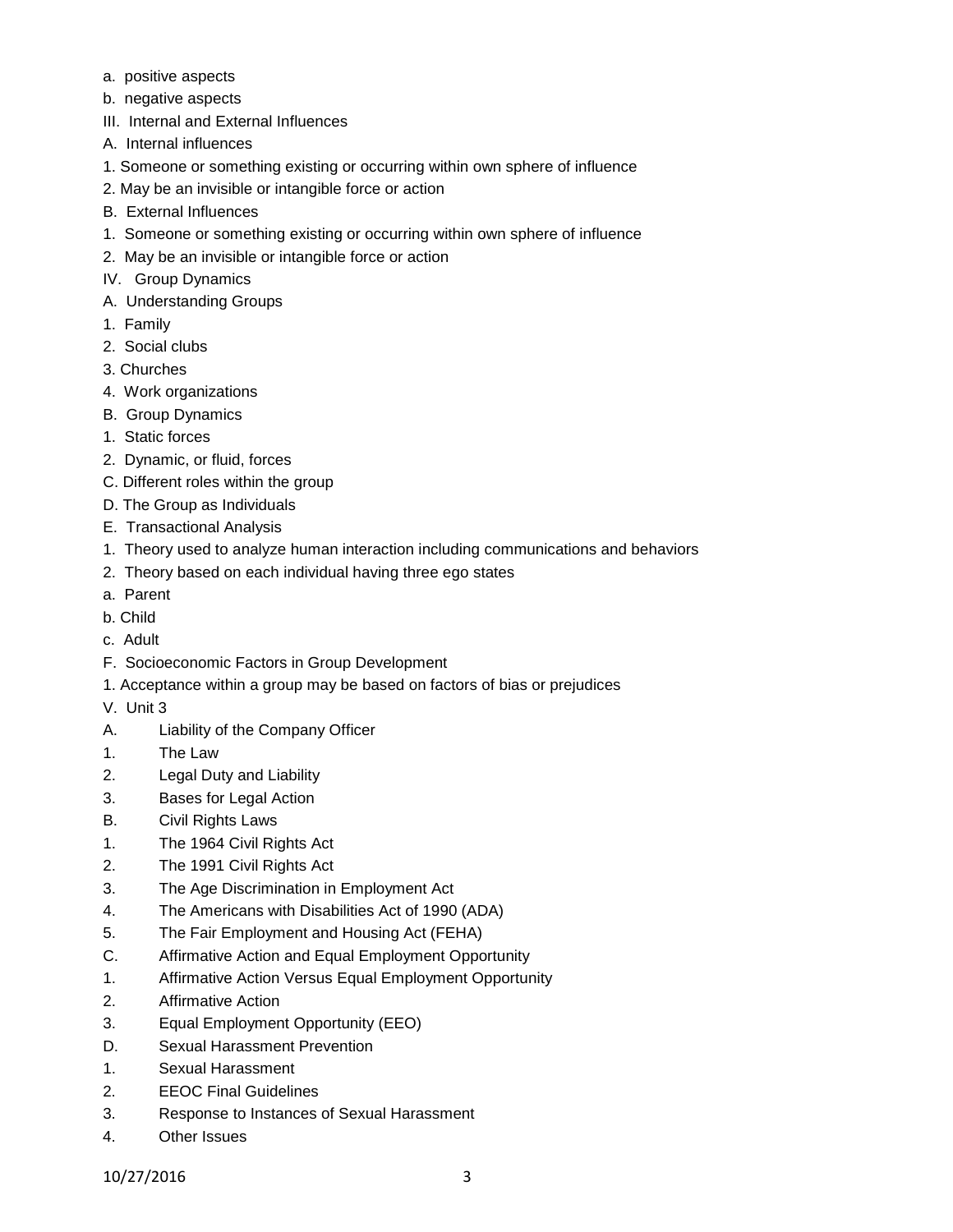a. positive aspects

b. negative aspects

III. Internal and External Influences

A. Internal influences

1. Someone or something existing or occurring within own sphere of influence

2. May be an invisible or intangible force or action

B. External Influences

1. Someone or something existing or occurring within own sphere of influence

2. May be an invisible or intangible force or action

IV. Group Dynamics

A. Understanding Groups

1. Family

2. Social clubs

3. Churches

4. Work organizations

B. Group Dynamics

1. Static forces

2. Dynamic, or fluid, forces

C. Different roles within the group

D. The Group as Individuals

E. Transactional Analysis

1. Theory used to analyze human interaction including communications and behaviors

2. Theory based on each individual having three ego states

a. Parent

b. Child

c. Adult

F. Socioeconomic Factors in Group Development

1. Acceptance within a group may be based on factors of bias or prejudices

V. Unit 3

A. Liability of the Company Officer

1. The Law

2. Legal Duty and Liability

3. Bases for Legal Action

B. Civil Rights Laws

1. The 1964 Civil Rights Act

2. The 1991 Civil Rights Act

3. The Age Discrimination in Employment Act

4. The Americans with Disabilities Act of 1990 (ADA)

5. The Fair Employment and Housing Act (FEHA)

C. Affirmative Action and Equal Employment Opportunity

1. Affirmative Action Versus Equal Employment Opportunity

2. Affirmative Action

3. Equal Employment Opportunity (EEO)

D. Sexual Harassment Prevention

1. Sexual Harassment

2. EEOC Final Guidelines

3. Response to Instances of Sexual Harassment

4. Other Issues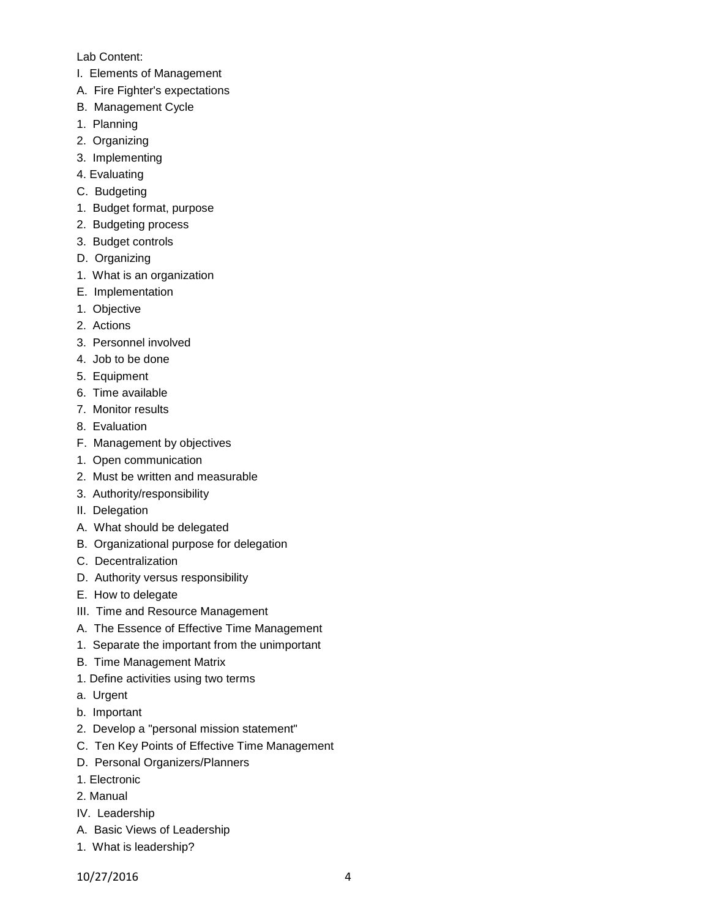Lab Content:

I. Elements of Management

A. Fire Fighter's expectations

B. Management Cycle

1. Planning
2. Organizing
3. Implementing
4. Evaluating

C. Budgeting

1. Budget format, purpose
2. Budgeting process
3. Budget controls

D. Organizing

1. What is an organization

E. Implementation

1. Objective
2. Actions
3. Personnel involved
4. Job to be done
5. Equipment
6. Time available
7. Monitor results
8. Evaluation

F. Management by objectives

1. Open communication
2. Must be written and measurable
3. Authority/responsibility

II. Delegation

A. What should be delegated

B. Organizational purpose for delegation

C. Decentralization

D. Authority versus responsibility

E. How to delegate

III. Time and Resource Management

A. The Essence of Effective Time Management

1. Separate the important from the unimportant

B. Time Management Matrix

1. Define activities using two terms

a. Urgent

b. Important

2. Develop a "personal mission statement"

C. Ten Key Points of Effective Time Management

D. Personal Organizers/Planners

1. Electronic
2. Manual

IV. Leadership

A. Basic Views of Leadership

1. What is leadership?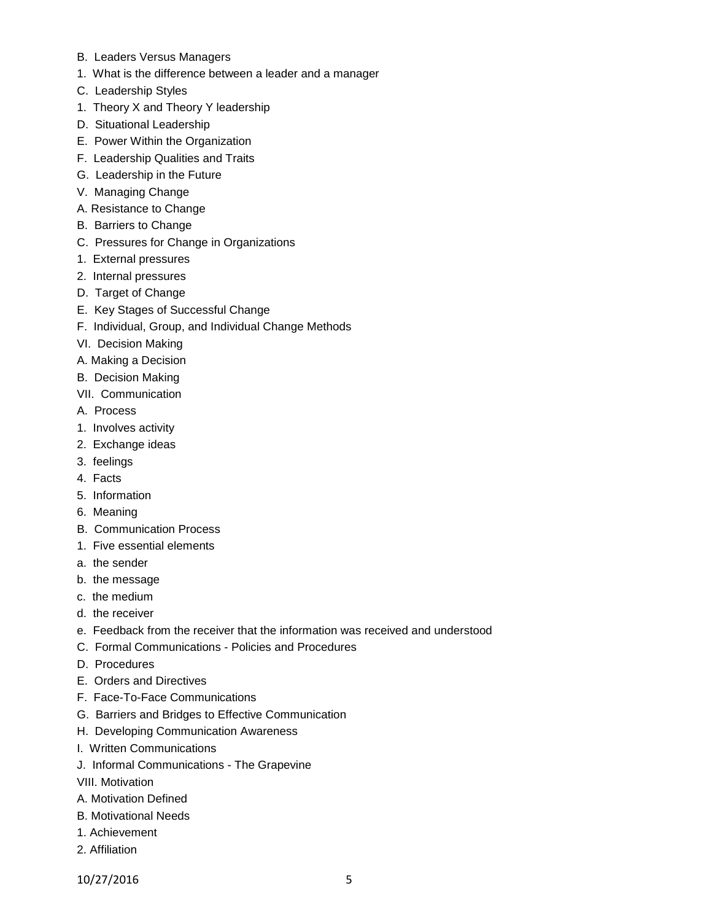B. Leaders Versus Managers

1. What is the difference between a leader and a manager

C. Leadership Styles

1. Theory X and Theory Y leadership

D. Situational Leadership

E. Power Within the Organization

F. Leadership Qualities and Traits

G. Leadership in the Future

V. Managing Change

A. Resistance to Change

B. Barriers to Change

C. Pressures for Change in Organizations

1. External pressures
2. Internal pressures

D. Target of Change

E. Key Stages of Successful Change

F. Individual, Group, and Individual Change Methods

VI. Decision Making

A. Making a Decision

B. Decision Making

VII. Communication

A. Process

1. Involves activity
2. Exchange ideas
3. feelings
4. Facts
5. Information
6. Meaning

B. Communication Process

1. Five essential elements

a. the sender

b. the message

c. the medium

d. the receiver

e. Feedback from the receiver that the information was received and understood

C. Formal Communications - Policies and Procedures

D. Procedures

E. Orders and Directives

F. Face-To-Face Communications

G. Barriers and Bridges to Effective Communication

H. Developing Communication Awareness

I. Written Communications

J. Informal Communications - The Grapevine

VIII. Motivation

A. Motivation Defined

B. Motivational Needs

1. Achievement
2. Affiliation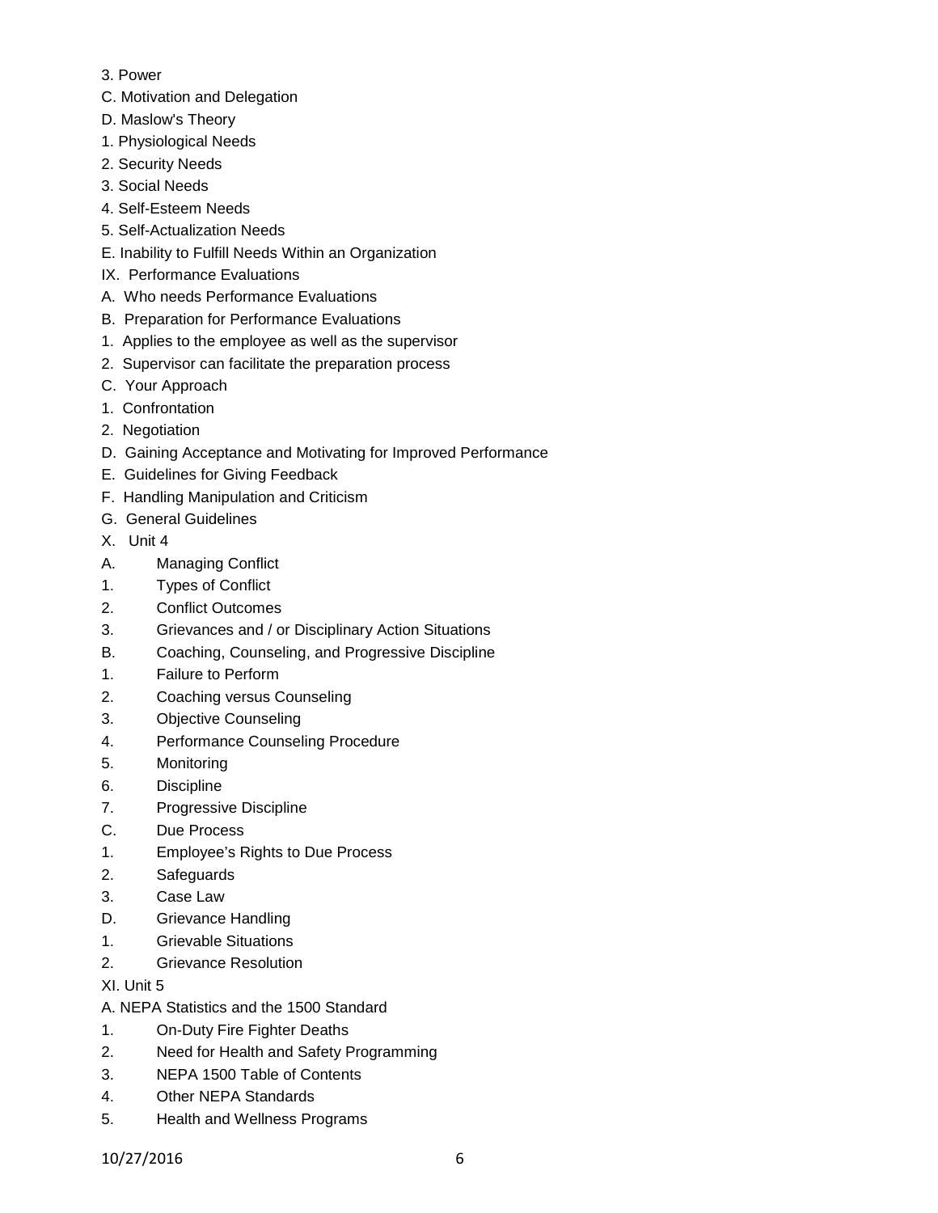3. Power

C. Motivation and Delegation

D. Maslow's Theory

1. Physiological Needs

2. Security Needs

3. Social Needs

4. Self-Esteem Needs

5. Self-Actualization Needs

E. Inability to Fulfill Needs Within an Organization

IX. Performance Evaluations

A. Who needs Performance Evaluations

B. Preparation for Performance Evaluations

1. Applies to the employee as well as the supervisor

2. Supervisor can facilitate the preparation process

C. Your Approach

1. Confrontation

2. Negotiation

D. Gaining Acceptance and Motivating for Improved Performance

E. Guidelines for Giving Feedback

F. Handling Manipulation and Criticism

G. General Guidelines

X. Unit 4

A. Managing Conflict

1. Types of Conflict

2. Conflict Outcomes

3. Grievances and / or Disciplinary Action Situations

B. Coaching, Counseling, and Progressive Discipline

1. Failure to Perform

2. Coaching versus Counseling

3. Objective Counseling

4. Performance Counseling Procedure

5. Monitoring

6. Discipline

7. Progressive Discipline

C. Due Process

1. Employee's Rights to Due Process

2. Safeguards

3. Case Law

D. Grievance Handling

1. Grievable Situations

2. Grievance Resolution

XI. Unit 5

A. NEPA Statistics and the 1500 Standard

1. On-Duty Fire Fighter Deaths

2. Need for Health and Safety Programming

3. NEPA 1500 Table of Contents

4. Other NEPA Standards

5. Health and Wellness Programs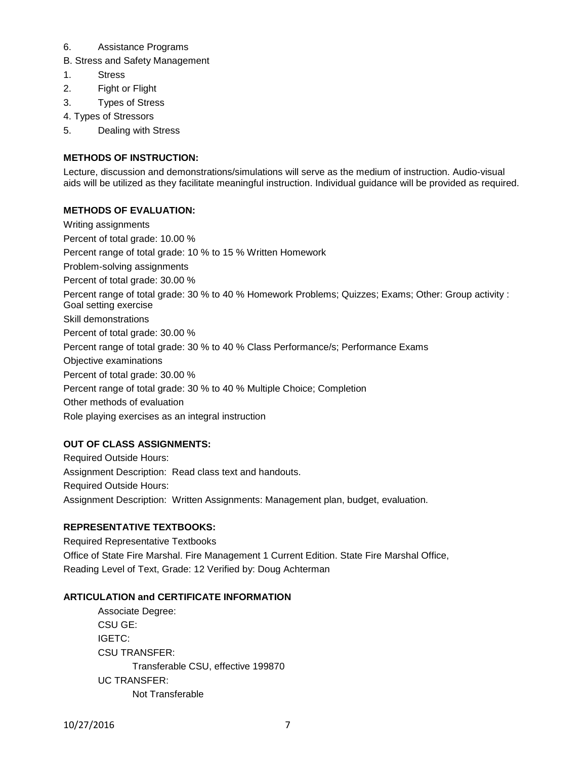6. Assistance Programs

B. Stress and Safety Management

1. Stress
2. Fight or Flight
3. Types of Stress
4. Types of Stressors
5. Dealing with Stress

**METHODS OF INSTRUCTION:**

Lecture, discussion and demonstrations/simulations will serve as the medium of instruction. Audio-visual aids will be utilized as they facilitate meaningful instruction. Individual guidance will be provided as required.

**METHODS OF EVALUATION:**

Writing assignments

Percent of total grade: 10.00 %

Percent range of total grade: 10 % to 15 % Written Homework

Problem-solving assignments

Percent of total grade: 30.00 %

Percent range of total grade: 30 % to 40 % Homework Problems; Quizzes; Exams; Other: Group activity : Goal setting exercise

Skill demonstrations

Percent of total grade: 30.00 %

Percent range of total grade: 30 % to 40 % Class Performance/s; Performance Exams

Objective examinations

Percent of total grade: 30.00 %

Percent range of total grade: 30 % to 40 % Multiple Choice; Completion

Other methods of evaluation

Role playing exercises as an integral instruction

**OUT OF CLASS ASSIGNMENTS:**

Required Outside Hours:

Assignment Description: Read class text and handouts.

Required Outside Hours:

Assignment Description: Written Assignments: Management plan, budget, evaluation.

**REPRESENTATIVE TEXTBOOKS:**

Required Representative Textbooks

Office of State Fire Marshal. Fire Management 1 Current Edition. State Fire Marshal Office,

Reading Level of Text, Grade: 12 Verified by: Doug Achterman

**ARTICULATION and CERTIFICATE INFORMATION**

Associate Degree:

CSU GE:

IGETC:

CSU TRANSFER:

Transferable CSU, effective 199870

UC TRANSFER:

Not Transferable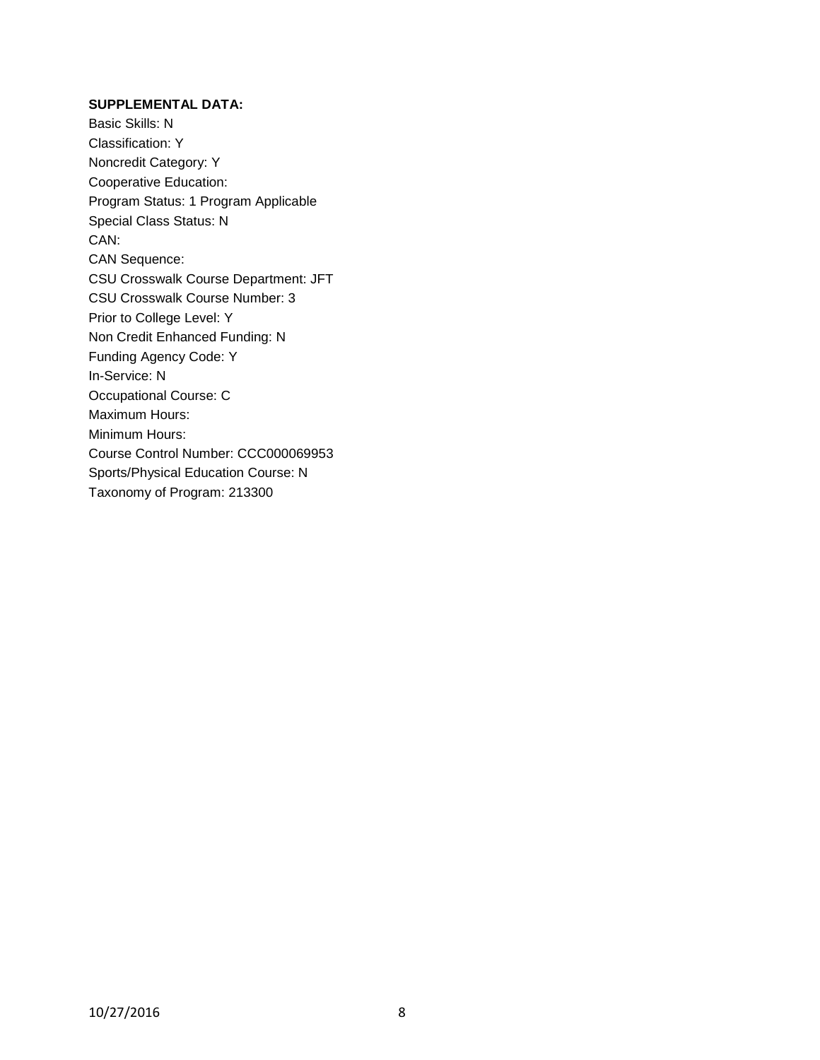**SUPPLEMENTAL DATA:**

Basic Skills: N
Classification: Y
Noncredit Category: Y
Cooperative Education:
Program Status: 1 Program Applicable
Special Class Status: N
CAN:
CAN Sequence:
CSU Crosswalk Course Department: JFT
CSU Crosswalk Course Number: 3
Prior to College Level: Y
Non Credit Enhanced Funding: N
Funding Agency Code: Y
In-Service: N
Occupational Course: C
Maximum Hours:
Minimum Hours:
Course Control Number: CCC000069953
Sports/Physical Education Course: N
Taxonomy of Program: 213300